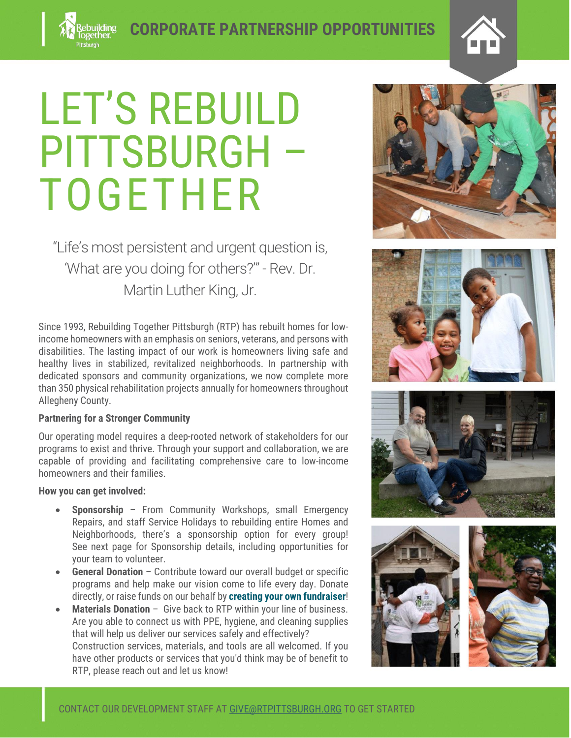**CORPORATE PARTNERSHIP OPPORTUNITIES**

# LET'S REBUILD PITTSBURGH – TOGETHER

"Life's most persistent and urgent question is, 'What are you doing for others?'" - Rev. Dr. Martin Luther King, Jr.

Since 1993, Rebuilding Together Pittsburgh (RTP) has rebuilt homes for low-income homeowners with an emphasis on seniors, veterans, and persons with disabilities. The lasting impact of our work is homeowners living safe and healthy lives in stabilized, revitalized neighborhoods. In partnership with dedicated sponsors and community organizations, we now complete more than 350 physical rehabilitation projects annually for homeowners throughout Allegheny County.

**Partnering for a Stronger Community**

Our operating model requires a deep-rooted network of stakeholders for our programs to exist and thrive. Through your support and collaboration, we are capable of providing and facilitating comprehensive care to low-income homeowners and their families.

**How you can get involved:**

- **Sponsorship** – From Community Workshops, small Emergency Repairs, and staff Service Holidays to rebuilding entire Homes and Neighborhoods, there's a sponsorship option for every group! See next page for Sponsorship details, including opportunities for your team to volunteer.
- **General Donation** – Contribute toward our overall budget or specific programs and help make our vision come to life every day. Donate directly, or raise funds on our behalf by **creating your own fundraiser**!
- **Materials Donation** – Give back to RTP within your line of business. Are you able to connect us with PPE, hygiene, and cleaning supplies that will help us deliver our services safely and effectively? Construction services, materials, and tools are all welcomed. If you have other products or services that you'd think may be of benefit to RTP, please reach out and let us know!

CONTACT OUR DEVELOPMENT STAFF AT GIVE@RTPITTSBURGH.ORG TO GET STARTED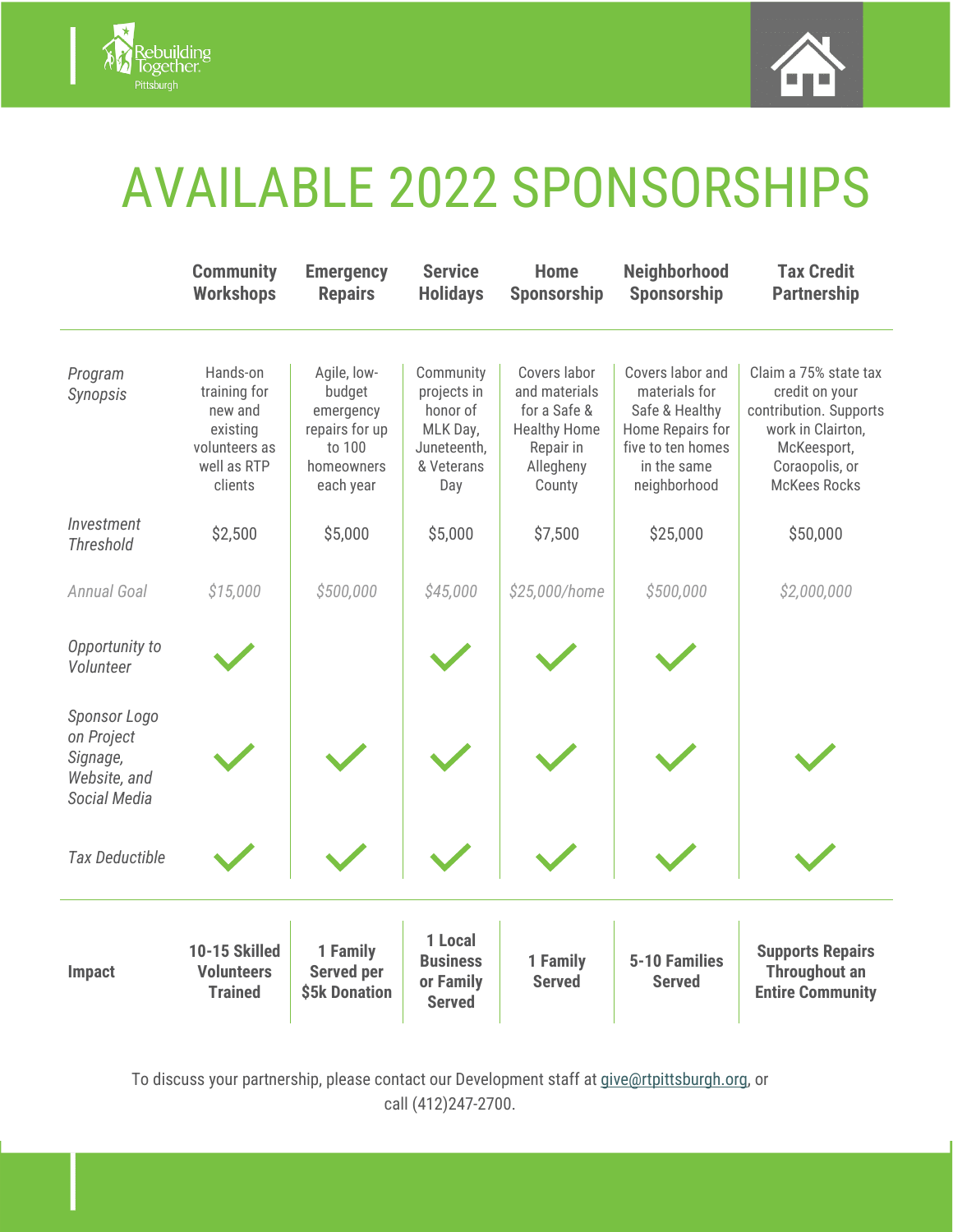# AVAILABLE 2022 SPONSORSHIPS

| | Community Workshops | Emergency Repairs | Service Holidays | Home Sponsorship | Neighborhood Sponsorship | Tax Credit Partnership |
|---|---|---|---|---|---|---|
| *Program Synopsis* | Hands-on training for new and existing volunteers as well as RTP clients | Agile, low-budget emergency repairs for up to 100 homeowners each year | Community projects in honor of MLK Day, Juneteenth, & Veterans Day | Covers labor and materials for a Safe & Healthy Home Repair in Allegheny County | Covers labor and materials for Safe & Healthy Home Repairs for five to ten homes in the same neighborhood | Claim a 75% state tax credit on your contribution. Supports work in Clairton, McKeesport, Coraopolis, or McKees Rocks |
| *Investment Threshold* | $2,500 | $5,000 | $5,000 | $7,500 | $25,000 | $50,000 |
| *Annual Goal* | *$15,000* | *$500,000* | *$45,000* | *$25,000/home* | *$500,000* | *$2,000,000* |
| *Opportunity to Volunteer* | ✓ | | ✓ | ✓ | ✓ | |
| *Sponsor Logo on Project Signage, Website, and Social Media* | ✓ | ✓ | ✓ | ✓ | ✓ | ✓ |
| *Tax Deductible* | ✓ | ✓ | ✓ | ✓ | ✓ | ✓ |
| **Impact** | **10-15 Skilled Volunteers Trained** | **1 Family Served per $5k Donation** | **1 Local Business or Family Served** | **1 Family Served** | **5-10 Families Served** | **Supports Repairs Throughout an Entire Community** |

To discuss your partnership, please contact our Development staff at give@rtpittsburgh.org, or call (412)247-2700.